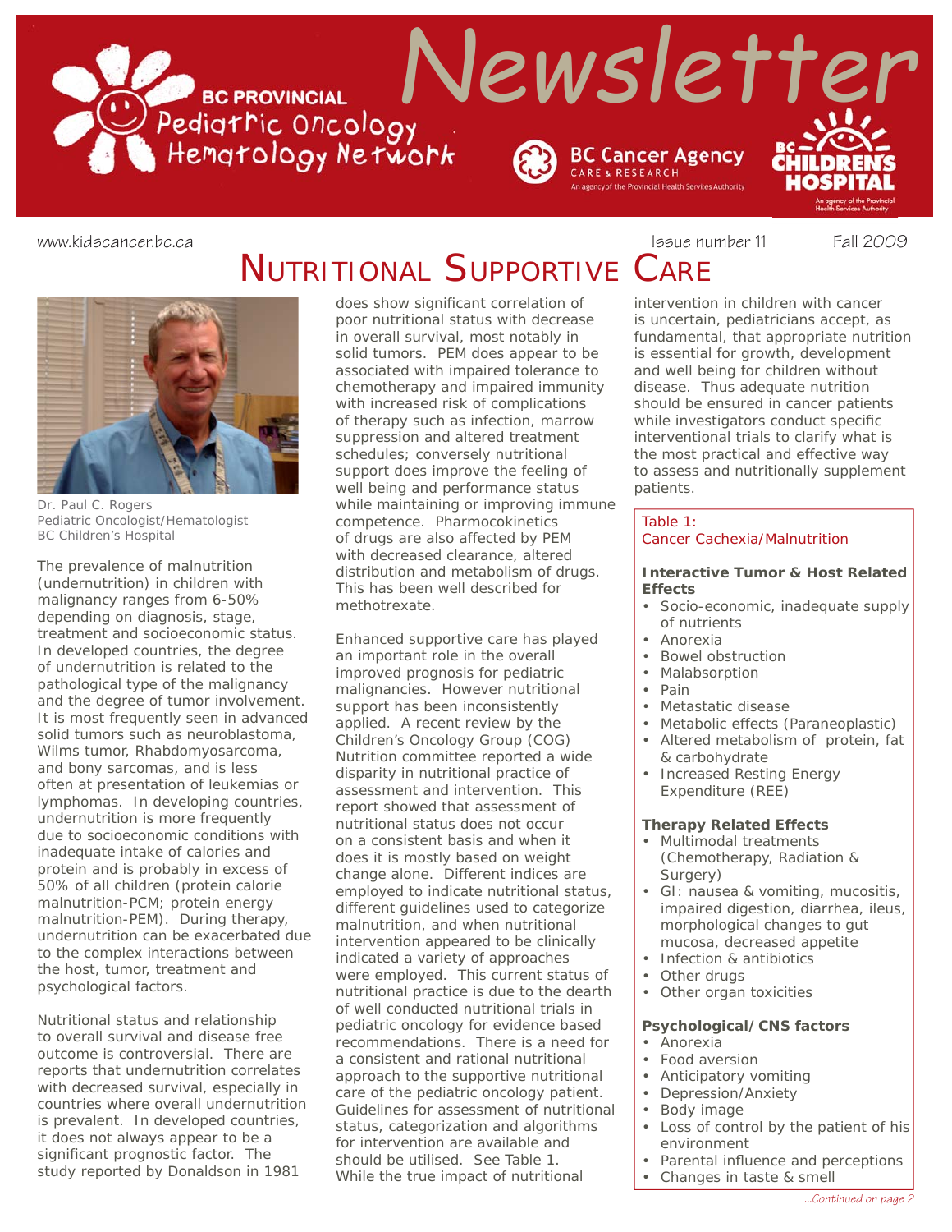# Newsletter

BC PROVINCIAL Pediatric Oncology Hematology Network

BC Cancer Agency CARE & RESEARCH — An agency of the Provincial Health Services Authority

BC Children's Hospital — An agency of the Provincial Health Services Authority

www.kidscancer.bc.ca

Issue number 11 — Fall 2009

## NUTRITIONAL SUPPORTIVE CARE

Dr. Paul C. Rogers
Pediatric Oncologist/Hematologist
BC Children's Hospital

The prevalence of malnutrition (undernutrition) in children with malignancy ranges from 6-50% depending on diagnosis, stage, treatment and socioeconomic status. In developed countries, the degree of undernutrition is related to the pathological type of the malignancy and the degree of tumor involvement. It is most frequently seen in advanced solid tumors such as neuroblastoma, Wilms tumor, Rhabdomyosarcoma, and bony sarcomas, and is less often at presentation of leukemias or lymphomas. In developing countries, undernutrition is more frequently due to socioeconomic conditions with inadequate intake of calories and protein and is probably in excess of 50% of all children (protein calorie malnutrition-PCM; protein energy malnutrition-PEM). During therapy, undernutrition can be exacerbated due to the complex interactions between the host, tumor, treatment and psychological factors.

Nutritional status and relationship to overall survival and disease free outcome is controversial. There are reports that undernutrition correlates with decreased survival, especially in countries where overall undernutrition is prevalent. In developed countries, it does not always appear to be a significant prognostic factor. The study reported by Donaldson in 1981 does show significant correlation of poor nutritional status with decrease in overall survival, most notably in solid tumors. PEM does appear to be associated with impaired tolerance to chemotherapy and impaired immunity with increased risk of complications of therapy such as infection, marrow suppression and altered treatment schedules; conversely nutritional support does improve the feeling of well being and performance status while maintaining or improving immune competence. Pharmocokinetics of drugs are also affected by PEM with decreased clearance, altered distribution and metabolism of drugs. This has been well described for methotrexate.

Enhanced supportive care has played an important role in the overall improved prognosis for pediatric malignancies. However nutritional support has been inconsistently applied. A recent review by the Children's Oncology Group (COG) Nutrition committee reported a wide disparity in nutritional practice of assessment and intervention. This report showed that assessment of nutritional status does not occur on a consistent basis and when it does it is mostly based on weight change alone. Different indices are employed to indicate nutritional status, different guidelines used to categorize malnutrition, and when nutritional intervention appeared to be clinically indicated a variety of approaches were employed. This current status of nutritional practice is due to the dearth of well conducted nutritional trials in pediatric oncology for evidence based recommendations. There is a need for a consistent and rational nutritional approach to the supportive nutritional care of the pediatric oncology patient. Guidelines for assessment of nutritional status, categorization and algorithms for intervention are available and should be utilised. See Table 1. While the true impact of nutritional intervention in children with cancer is uncertain, pediatricians accept, as fundamental, that appropriate nutrition is essential for growth, development and well being for children without disease. Thus adequate nutrition should be ensured in cancer patients while investigators conduct specific interventional trials to clarify what is the most practical and effective way to assess and nutritionally supplement patients.

**Table 1:**
**Cancer Cachexia/Malnutrition**

**Interactive Tumor & Host Related Effects**
- Socio-economic, inadequate supply of nutrients
- Anorexia
- Bowel obstruction
- Malabsorption
- Pain
- Metastatic disease
- Metabolic effects (Paraneoplastic)
- Altered metabolism of protein, fat & carbohydrate
- Increased Resting Energy Expenditure (REE)

**Therapy Related Effects**
- Multimodal treatments (Chemotherapy, Radiation & Surgery)
- GI: nausea & vomiting, mucositis, impaired digestion, diarrhea, ileus, morphological changes to gut mucosa, decreased appetite
- Infection & antibiotics
- Other drugs
- Other organ toxicities

**Psychological/CNS factors**
- Anorexia
- Food aversion
- Anticipatory vomiting
- Depression/Anxiety
- Body image
- Loss of control by the patient of his environment
- Parental influence and perceptions
- Changes in taste & smell

*...Continued on page 2*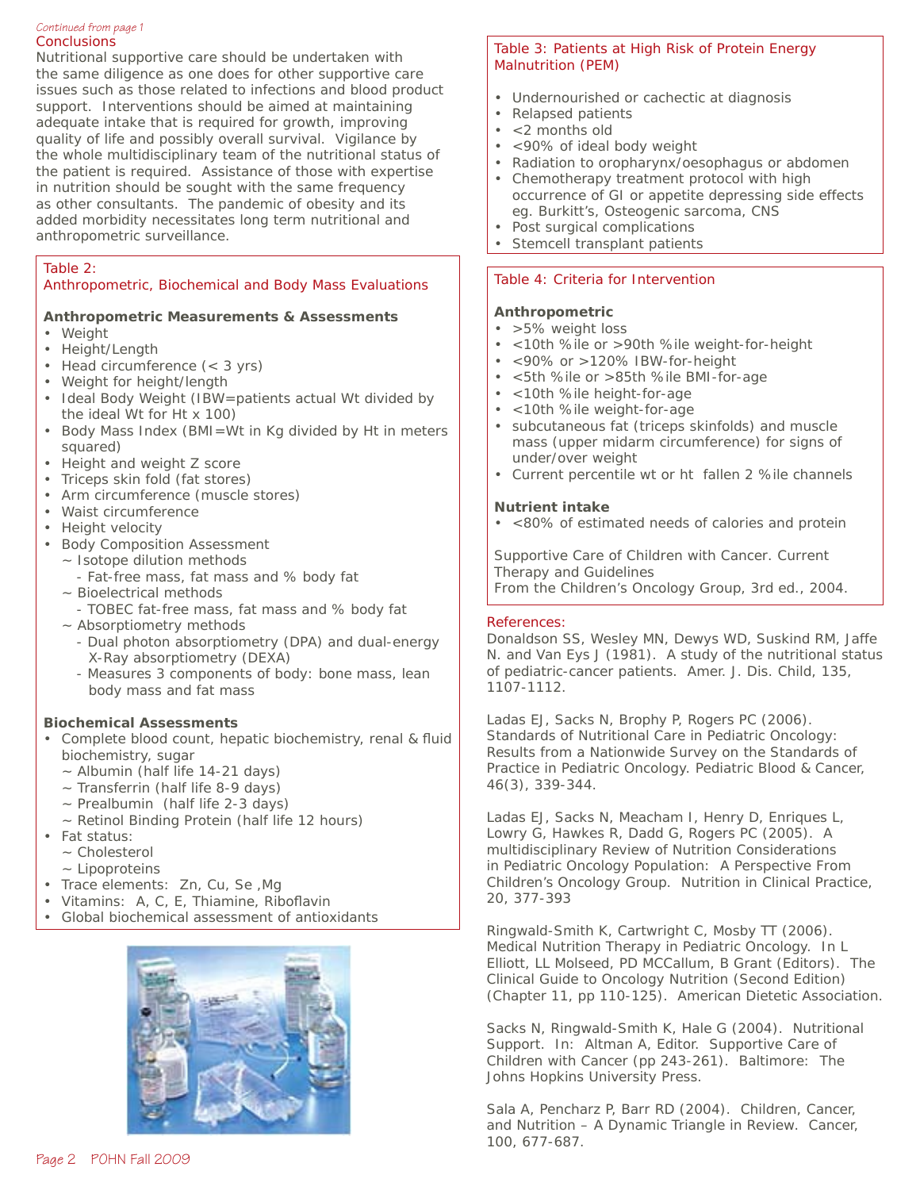*Continued from page 1*

## Conclusions

Nutritional supportive care should be undertaken with the same diligence as one does for other supportive care issues such as those related to infections and blood product support. Interventions should be aimed at maintaining adequate intake that is required for growth, improving quality of life and possibly overall survival. Vigilance by the whole multidisciplinary team of the nutritional status of the patient is required. Assistance of those with expertise in nutrition should be sought with the same frequency as other consultants. The pandemic of obesity and its added morbidity necessitates long term nutritional and anthropometric surveillance.

### Table 2: Anthropometric, Biochemical and Body Mass Evaluations

**Anthropometric Measurements & Assessments**

- Weight
- Height/Length
- Head circumference (< 3 yrs)
- Weight for height/length
- Ideal Body Weight (IBW=patients actual Wt divided by the ideal Wt for Ht x 100)
- Body Mass Index (BMI=Wt in Kg divided by Ht in meters squared)
- Height and weight Z score
- Triceps skin fold (fat stores)
- Arm circumference (muscle stores)
- Waist circumference
- Height velocity
- Body Composition Assessment
  - ~ Isotope dilution methods
    - Fat-free mass, fat mass and % body fat
  - ~ Bioelectrical methods
    - TOBEC fat-free mass, fat mass and % body fat
  - ~ Absorptiometry methods
    - Dual photon absorptiometry (DPA) and dual-energy X-Ray absorptiometry (DEXA)
    - Measures 3 components of body: bone mass, lean body mass and fat mass

**Biochemical Assessments**

- Complete blood count, hepatic biochemistry, renal & fluid biochemistry, sugar
  - ~ Albumin (half life 14-21 days)
  - ~ Transferrin (half life 8-9 days)
  - ~ Prealbumin (half life 2-3 days)
  - ~ Retinol Binding Protein (half life 12 hours)
- Fat status:
  - ~ Cholesterol
  - ~ Lipoproteins
- Trace elements: Zn, Cu, Se ,Mg
- Vitamins: A, C, E, Thiamine, Riboflavin
- Global biochemical assessment of antioxidants

### Table 3: Patients at High Risk of Protein Energy Malnutrition (PEM)

- Undernourished or cachectic at diagnosis
- Relapsed patients
- <2 months old
- <90% of ideal body weight
- Radiation to oropharynx/oesophagus or abdomen
- Chemotherapy treatment protocol with high occurrence of GI or appetite depressing side effects eg. Burkitt's, Osteogenic sarcoma, CNS
- Post surgical complications
- Stemcell transplant patients

### Table 4: Criteria for Intervention

**Anthropometric**

- >5% weight loss
- <10th %ile or >90th %ile weight-for-height
- <90% or >120% IBW-for-height
- <5th %ile or >85th %ile BMI-for-age
- <10th %ile height-for-age
- <10th %ile weight-for-age
- subcutaneous fat (triceps skinfolds) and muscle mass (upper midarm circumference) for signs of under/over weight
- Current percentile wt or ht fallen 2 %ile channels

**Nutrient intake**

- <80% of estimated needs of calories and protein

Supportive Care of Children with Cancer. Current Therapy and Guidelines
From the Children's Oncology Group, 3rd ed., 2004.

## References:

Donaldson SS, Wesley MN, Dewys WD, Suskind RM, Jaffe N. and Van Eys J (1981). A study of the nutritional status of pediatric-cancer patients. Amer. J. Dis. Child, 135, 1107-1112.

Ladas EJ, Sacks N, Brophy P, Rogers PC (2006). Standards of Nutritional Care in Pediatric Oncology: Results from a Nationwide Survey on the Standards of Practice in Pediatric Oncology. Pediatric Blood & Cancer, 46(3), 339-344.

Ladas EJ, Sacks N, Meacham I, Henry D, Enriques L, Lowry G, Hawkes R, Dadd G, Rogers PC (2005). A multidisciplinary Review of Nutrition Considerations in Pediatric Oncology Population: A Perspective From Children's Oncology Group. Nutrition in Clinical Practice, 20, 377-393

Ringwald-Smith K, Cartwright C, Mosby TT (2006). Medical Nutrition Therapy in Pediatric Oncology. In L Elliott, LL Molseed, PD MCCallum, B Grant (Editors). The Clinical Guide to Oncology Nutrition (Second Edition) (Chapter 11, pp 110-125). American Dietetic Association.

Sacks N, Ringwald-Smith K, Hale G (2004). Nutritional Support. In: Altman A, Editor. Supportive Care of Children with Cancer (pp 243-261). Baltimore: The Johns Hopkins University Press.

Sala A, Pencharz P, Barr RD (2004). Children, Cancer, and Nutrition – A Dynamic Triangle in Review. Cancer, 100, 677-687.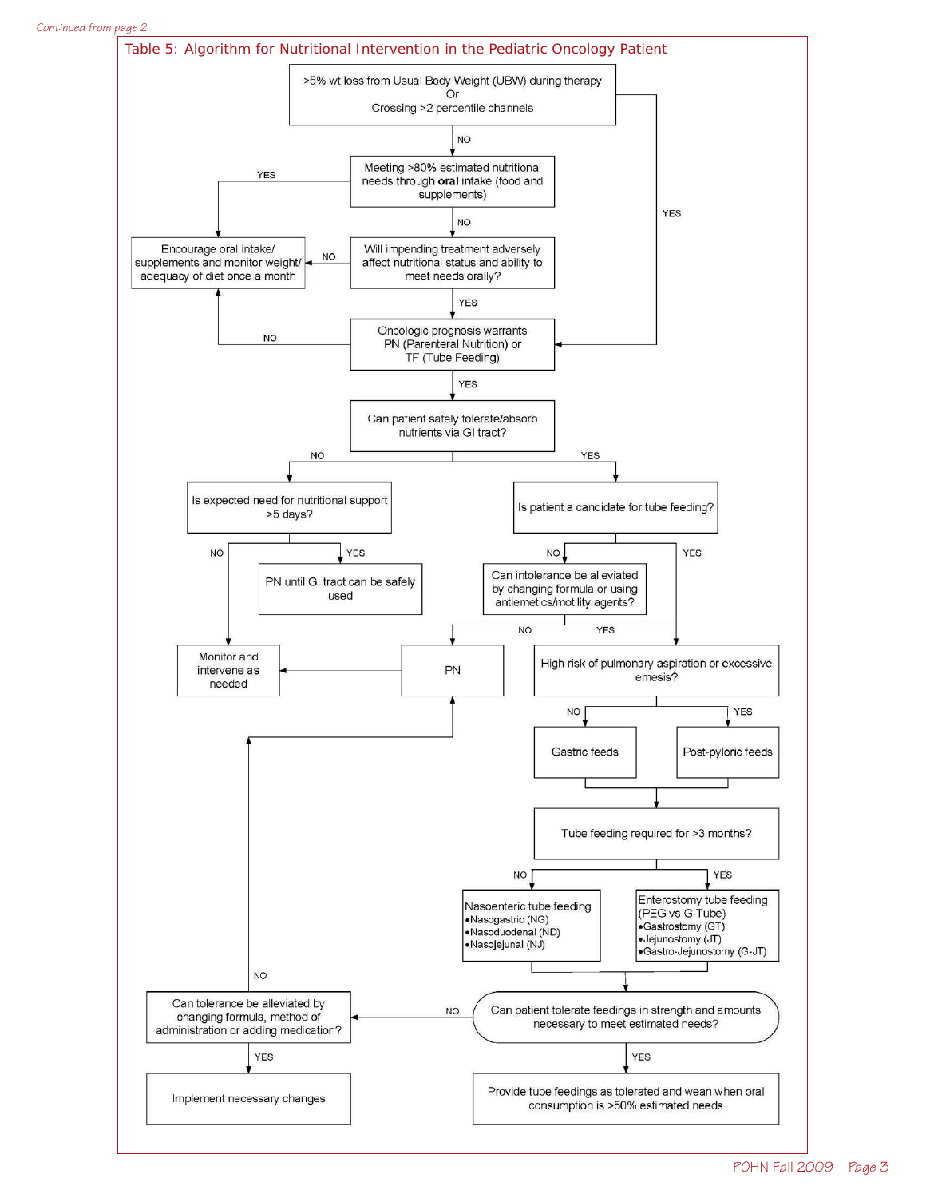*Continued from page 2*

## Table 5: Algorithm for Nutritional Intervention in the Pediatric Oncology Patient

- **>5% wt loss from Usual Body Weight (UBW) during therapy Or Crossing >2 percentile channels**
  - YES → Oncologic prognosis warrants PN (Parenteral Nutrition) or TF (Tube Feeding)
  - NO → Meeting >80% estimated nutritional needs through **oral** intake (food and supplements)

- **Meeting >80% estimated nutritional needs through oral intake (food and supplements)**
  - YES → Encourage oral intake/ supplements and monitor weight/ adequacy of diet once a month
  - NO → Will impending treatment adversely affect nutritional status and ability to meet needs orally?

- **Will impending treatment adversely affect nutritional status and ability to meet needs orally?**
  - NO → Encourage oral intake/ supplements and monitor weight/ adequacy of diet once a month
  - YES → Oncologic prognosis warrants PN (Parenteral Nutrition) or TF (Tube Feeding)

- **Oncologic prognosis warrants PN (Parenteral Nutrition) or TF (Tube Feeding)**
  - NO → Encourage oral intake/ supplements and monitor weight/ adequacy of diet once a month
  - YES → Can patient safely tolerate/absorb nutrients via GI tract?

- **Can patient safely tolerate/absorb nutrients via GI tract?**
  - NO → Is expected need for nutritional support >5 days?
  - YES → Is patient a candidate for tube feeding?

- **Is expected need for nutritional support >5 days?**
  - YES → PN until GI tract can be safely used
  - NO → Monitor and intervene as needed

- **Is patient a candidate for tube feeding?**
  - NO → Can intolerance be alleviated by changing formula or using antiemetics/motility agents?
  - YES → High risk of pulmonary aspiration or excessive emesis?

- **Can intolerance be alleviated by changing formula or using antiemetics/motility agents?**
  - NO → PN
  - YES → High risk of pulmonary aspiration or excessive emesis?

- **PN** → Monitor and intervene as needed

- **High risk of pulmonary aspiration or excessive emesis?**
  - NO → Gastric feeds
  - YES → Post-pyloric feeds

- **Gastric feeds / Post-pyloric feeds** → Tube feeding required for >3 months?

- **Tube feeding required for >3 months?**
  - NO → Nasoenteric tube feeding
    - Nasogastric (NG)
    - Nasoduodenal (ND)
    - Nasojejunal (NJ)
  - YES → Enterostomy tube feeding (PEG vs G-Tube)
    - Gastrostomy (GT)
    - Jejunostomy (JT)
    - Gastro-Jejunostomy (G-JT)

- **Nasoenteric / Enterostomy tube feeding** → Can patient tolerate feedings in strength and amounts necessary to meet estimated needs?

- **Can patient tolerate feedings in strength and amounts necessary to meet estimated needs?**
  - YES → Provide tube feedings as tolerated and wean when oral consumption is >50% estimated needs
  - NO → Can tolerance be alleviated by changing formula, method of administration or adding medication?

- **Can tolerance be alleviated by changing formula, method of administration or adding medication?**
  - YES → Implement necessary changes
  - NO → PN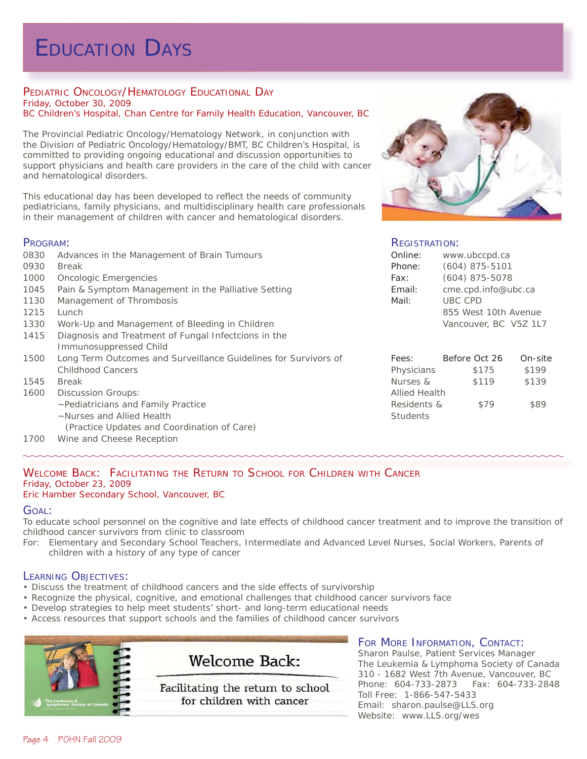# Education Days

## Pediatric Oncology/Hematology Educational Day

Friday, October 30, 2009
BC Children's Hospital, Chan Centre for Family Health Education, Vancouver, BC

The Provincial Pediatric Oncology/Hematology Network, in conjunction with the Division of Pediatric Oncology/Hematology/BMT, BC Children's Hospital, is committed to providing ongoing educational and discussion opportunities to support physicians and health care providers in the care of the child with cancer and hematological disorders.

This educational day has been developed to reflect the needs of community pediatricians, family physicians, and multidisciplinary health care professionals in their management of children with cancer and hematological disorders.

### Program:

| | |
|---|---|
| 0830 | Advances in the Management of Brain Tumours |
| 0930 | Break |
| 1000 | Oncologic Emergencies |
| 1045 | Pain & Symptom Management in the Palliative Setting |
| 1130 | Management of Thrombosis |
| 1215 | Lunch |
| 1330 | Work-Up and Management of Bleeding in Children |
| 1415 | Diagnosis and Treatment of Fungal Infectcions in the Immunosuppressed Child |
| 1500 | Long Term Outcomes and Surveillance Guidelines for Survivors of Childhood Cancers |
| 1545 | Break |
| 1600 | Discussion Groups: ~Pediatricians and Family Practice ~Nurses and Allied Health (Practice Updates and Coordination of Care) |
| 1700 | Wine and Cheese Reception |

### Registration:

Online: www.ubccpd.ca
Phone: (604) 875-5101
Fax: (604) 875-5078
Email: cme.cpd.info@ubc.ca
Mail: UBC CPD
855 West 10th Avenue
Vancouver, BC V5Z 1L7

| Fees: | Before Oct 26 | On-site |
|---|---|---|
| Physicians | $175 | $199 |
| Nurses & Allied Health | $119 | $139 |
| Residents & Students | $79 | $89 |

## Welcome Back: Facilitating the Return to School for Children with Cancer

Friday, October 23, 2009
Eric Hamber Secondary School, Vancouver, BC

### Goal:

To educate school personnel on the cognitive and late effects of childhood cancer treatment and to improve the transition of childhood cancer survivors from clinic to classroom

For: Elementary and Secondary School Teachers, Intermediate and Advanced Level Nurses, Social Workers, Parents of children with a history of any type of cancer

### Learning Objectives:

- Discuss the treatment of childhood cancers and the side effects of survivorship
- Recognize the physical, cognitive, and emotional challenges that childhood cancer survivors face
- Develop strategies to help meet students' short- and long-term educational needs
- Access resources that support schools and the families of childhood cancer survivors

Welcome Back: Facilitating the return to school for children with cancer

### For More Information, Contact:

Sharon Paulse, Patient Services Manager
The Leukemia & Lymphoma Society of Canada
310 - 1682 West 7th Avenue, Vancouver, BC
Phone: 604-733-2873 Fax: 604-733-2848
Toll Free: 1-866-547-5433
Email: sharon.paulse@LLS.org
Website: www.LLS.org/wes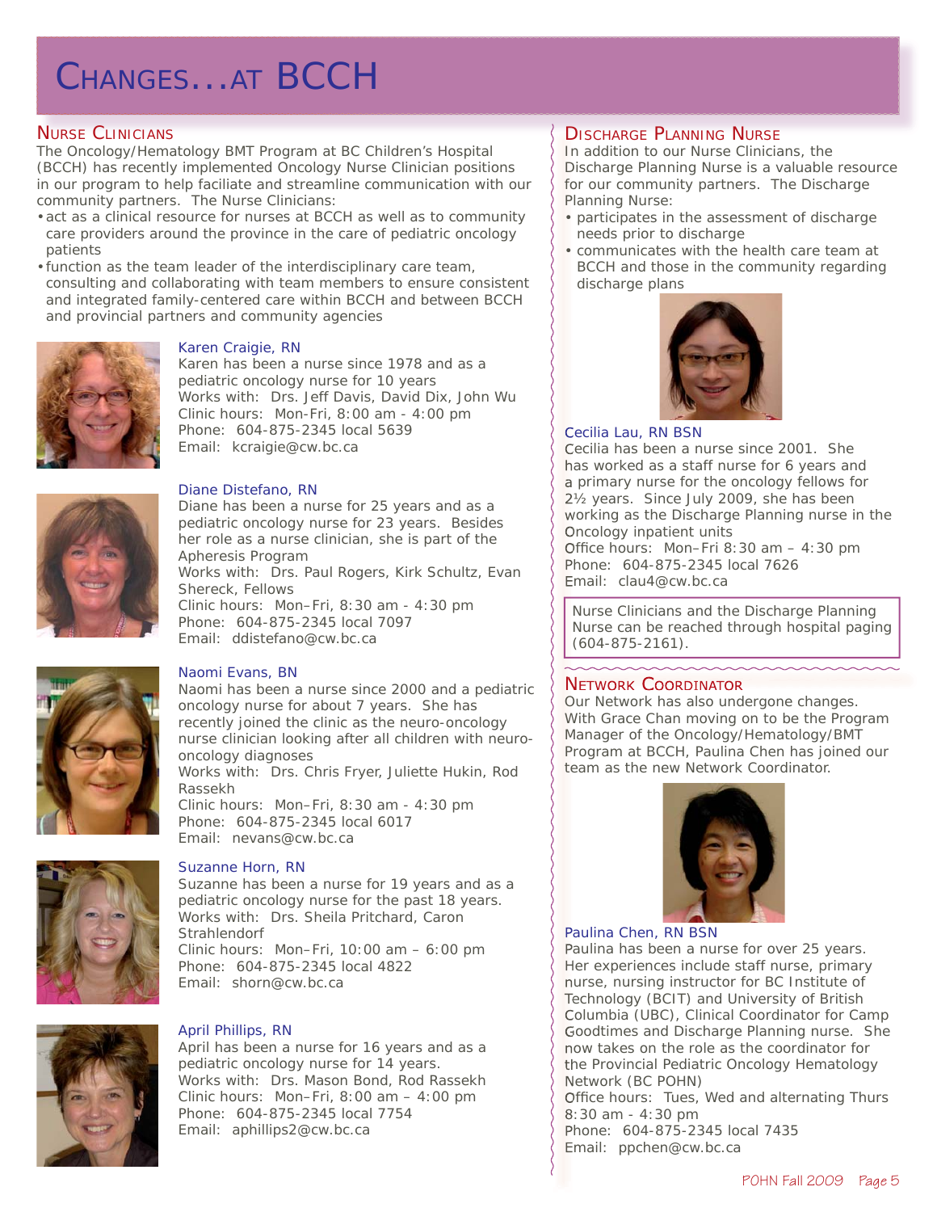# Changes...at BCCH

## Nurse Clinicians

The Oncology/Hematology BMT Program at BC Children's Hospital (BCCH) has recently implemented Oncology Nurse Clinician positions in our program to help faciliate and streamline communication with our community partners. The Nurse Clinicians:

- act as a clinical resource for nurses at BCCH as well as to community care providers around the province in the care of pediatric oncology patients
- function as the team leader of the interdisciplinary care team, consulting and collaborating with team members to ensure consistent and integrated family-centered care within BCCH and between BCCH and provincial partners and community agencies

### Karen Craigie, RN

Karen has been a nurse since 1978 and as a pediatric oncology nurse for 10 years
Works with: Drs. Jeff Davis, David Dix, John Wu
Clinic hours: Mon-Fri, 8:00 am - 4:00 pm
Phone: 604-875-2345 local 5639
Email: kcraigie@cw.bc.ca

### Diane Distefano, RN

Diane has been a nurse for 25 years and as a pediatric oncology nurse for 23 years. Besides her role as a nurse clinician, she is part of the Apheresis Program
Works with: Drs. Paul Rogers, Kirk Schultz, Evan Shereck, Fellows
Clinic hours: Mon–Fri, 8:30 am - 4:30 pm
Phone: 604-875-2345 local 7097
Email: ddistefano@cw.bc.ca

### Naomi Evans, BN

Naomi has been a nurse since 2000 and a pediatric oncology nurse for about 7 years. She has recently joined the clinic as the neuro-oncology nurse clinician looking after all children with neuro-oncology diagnoses
Works with: Drs. Chris Fryer, Juliette Hukin, Rod Rassekh
Clinic hours: Mon–Fri, 8:30 am - 4:30 pm
Phone: 604-875-2345 local 6017
Email: nevans@cw.bc.ca

### Suzanne Horn, RN

Suzanne has been a nurse for 19 years and as a pediatric oncology nurse for the past 18 years.
Works with: Drs. Sheila Pritchard, Caron Strahlendorf
Clinic hours: Mon–Fri, 10:00 am – 6:00 pm
Phone: 604-875-2345 local 4822
Email: shorn@cw.bc.ca

### April Phillips, RN

April has been a nurse for 16 years and as a pediatric oncology nurse for 14 years.
Works with: Drs. Mason Bond, Rod Rassekh
Clinic hours: Mon–Fri, 8:00 am – 4:00 pm
Phone: 604-875-2345 local 7754
Email: aphillips2@cw.bc.ca

## Discharge Planning Nurse

In addition to our Nurse Clinicians, the Discharge Planning Nurse is a valuable resource for our community partners. The Discharge Planning Nurse:

- participates in the assessment of discharge needs prior to discharge
- communicates with the health care team at BCCH and those in the community regarding discharge plans

### Cecilia Lau, RN BSN

Cecilia has been a nurse since 2001. She has worked as a staff nurse for 6 years and a primary nurse for the oncology fellows for 2½ years. Since July 2009, she has been working as the Discharge Planning nurse in the Oncology inpatient units
Office hours: Mon–Fri 8:30 am – 4:30 pm
Phone: 604-875-2345 local 7626
Email: clau4@cw.bc.ca

Nurse Clinicians and the Discharge Planning Nurse can be reached through hospital paging (604-875-2161).

## Network Coordinator

Our Network has also undergone changes. With Grace Chan moving on to be the Program Manager of the Oncology/Hematology/BMT Program at BCCH, Paulina Chen has joined our team as the new Network Coordinator.

### Paulina Chen, RN BSN

Paulina has been a nurse for over 25 years. Her experiences include staff nurse, primary nurse, nursing instructor for BC Institute of Technology (BCIT) and University of British Columbia (UBC), Clinical Coordinator for Camp Goodtimes and Discharge Planning nurse. She now takes on the role as the coordinator for the Provincial Pediatric Oncology Hematology Network (BC POHN)
Office hours: Tues, Wed and alternating Thurs 8:30 am - 4:30 pm
Phone: 604-875-2345 local 7435
Email: ppchen@cw.bc.ca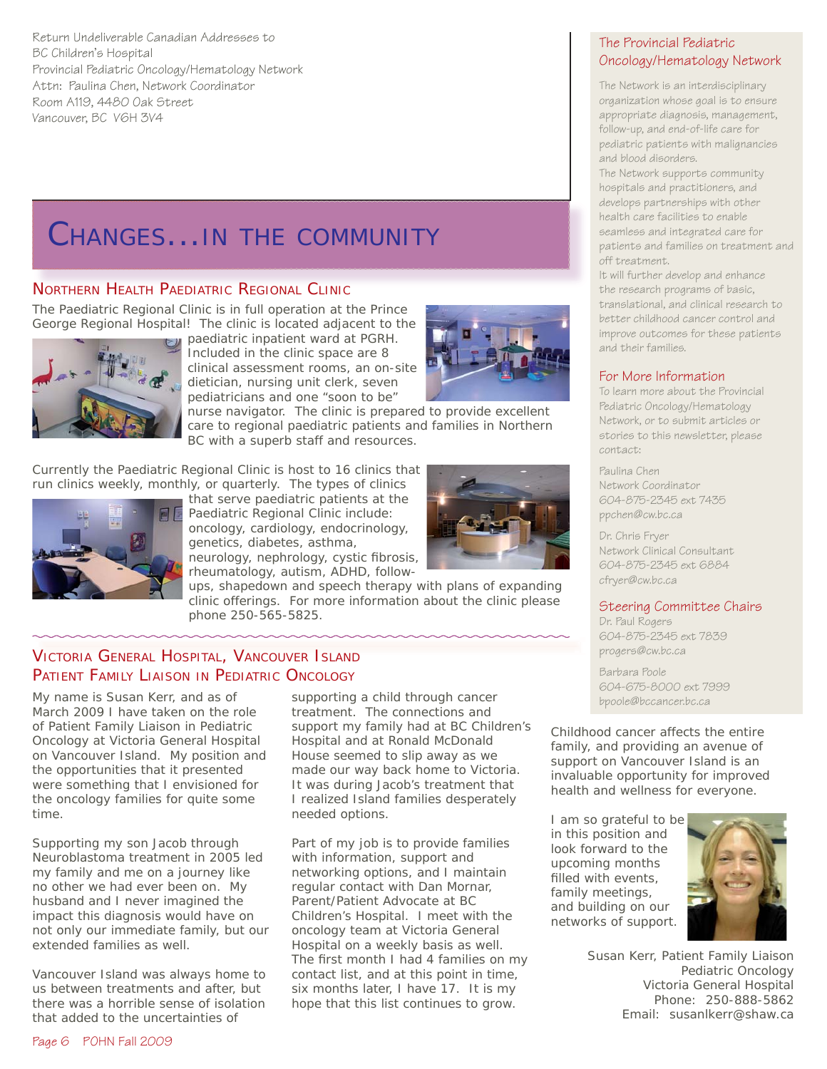Return Undeliverable Canadian Addresses to
BC Children's Hospital
Provincial Pediatric Oncology/Hematology Network
Attn: Paulina Chen, Network Coordinator
Room A119, 4480 Oak Street
Vancouver, BC V6H 3V4

# Changes...in the community

## Northern Health Paediatric Regional Clinic

The Paediatric Regional Clinic is in full operation at the Prince George Regional Hospital! The clinic is located adjacent to the paediatric inpatient ward at PGRH. Included in the clinic space are 8 clinical assessment rooms, an on-site dietician, nursing unit clerk, seven pediatricians and one "soon to be" nurse navigator. The clinic is prepared to provide excellent care to regional paediatric patients and families in Northern BC with a superb staff and resources.

Currently the Paediatric Regional Clinic is host to 16 clinics that run clinics weekly, monthly, or quarterly. The types of clinics that serve paediatric patients at the Paediatric Regional Clinic include: oncology, cardiology, endocrinology, genetics, diabetes, asthma, neurology, nephrology, cystic fibrosis, rheumatology, autism, ADHD, follow-ups, shapedown and speech therapy with plans of expanding clinic offerings. For more information about the clinic please phone 250-565-5825.

## Victoria General Hospital, Vancouver Island Patient Family Liaison in Pediatric Oncology

My name is Susan Kerr, and as of March 2009 I have taken on the role of Patient Family Liaison in Pediatric Oncology at Victoria General Hospital on Vancouver Island. My position and the opportunities that it presented were something that I envisioned for the oncology families for quite some time.

Supporting my son Jacob through Neuroblastoma treatment in 2005 led my family and me on a journey like no other we had ever been on. My husband and I never imagined the impact this diagnosis would have on not only our immediate family, but our extended families as well.

Vancouver Island was always home to us between treatments and after, but there was a horrible sense of isolation that added to the uncertainties of supporting a child through cancer treatment. The connections and support my family had at BC Children's Hospital and at Ronald McDonald House seemed to slip away as we made our way back home to Victoria. It was during Jacob's treatment that I realized Island families desperately needed options.

Part of my job is to provide families with information, support and networking options, and I maintain regular contact with Dan Mornar, Parent/Patient Advocate at BC Children's Hospital. I meet with the oncology team at Victoria General Hospital on a weekly basis as well. The first month I had 4 families on my contact list, and at this point in time, six months later, I have 17. It is my hope that this list continues to grow.

Childhood cancer affects the entire family, and providing an avenue of support on Vancouver Island is an invaluable opportunity for improved health and wellness for everyone.

I am so grateful to be in this position and look forward to the upcoming months filled with events, family meetings, and building on our networks of support.

Susan Kerr, Patient Family Liaison
Pediatric Oncology
Victoria General Hospital
Phone: 250-888-5862
Email: susanlkerr@shaw.ca

## The Provincial Pediatric Oncology/Hematology Network

The Network is an interdisciplinary organization whose goal is to ensure appropriate diagnosis, management, follow-up, and end-of-life care for pediatric patients with malignancies and blood disorders.

The Network supports community hospitals and practitioners, and develops partnerships with other health care facilities to enable seamless and integrated care for patients and families on treatment and off treatment.

It will further develop and enhance the research programs of basic, translational, and clinical research to better childhood cancer control and improve outcomes for these patients and their families.

## For More Information

To learn more about the Provincial Pediatric Oncology/Hematology Network, or to submit articles or stories to this newsletter, please contact:

Paulina Chen
Network Coordinator
604-875-2345 ext 7435
ppchen@cw.bc.ca

Dr. Chris Fryer
Network Clinical Consultant
604-875-2345 ext 6884
cfryer@cw.bc.ca

## Steering Committee Chairs

Dr. Paul Rogers
604-875-2345 ext 7839
progers@cw.bc.ca

Barbara Poole
604-675-8000 ext 7999
bpoole@bccancer.bc.ca